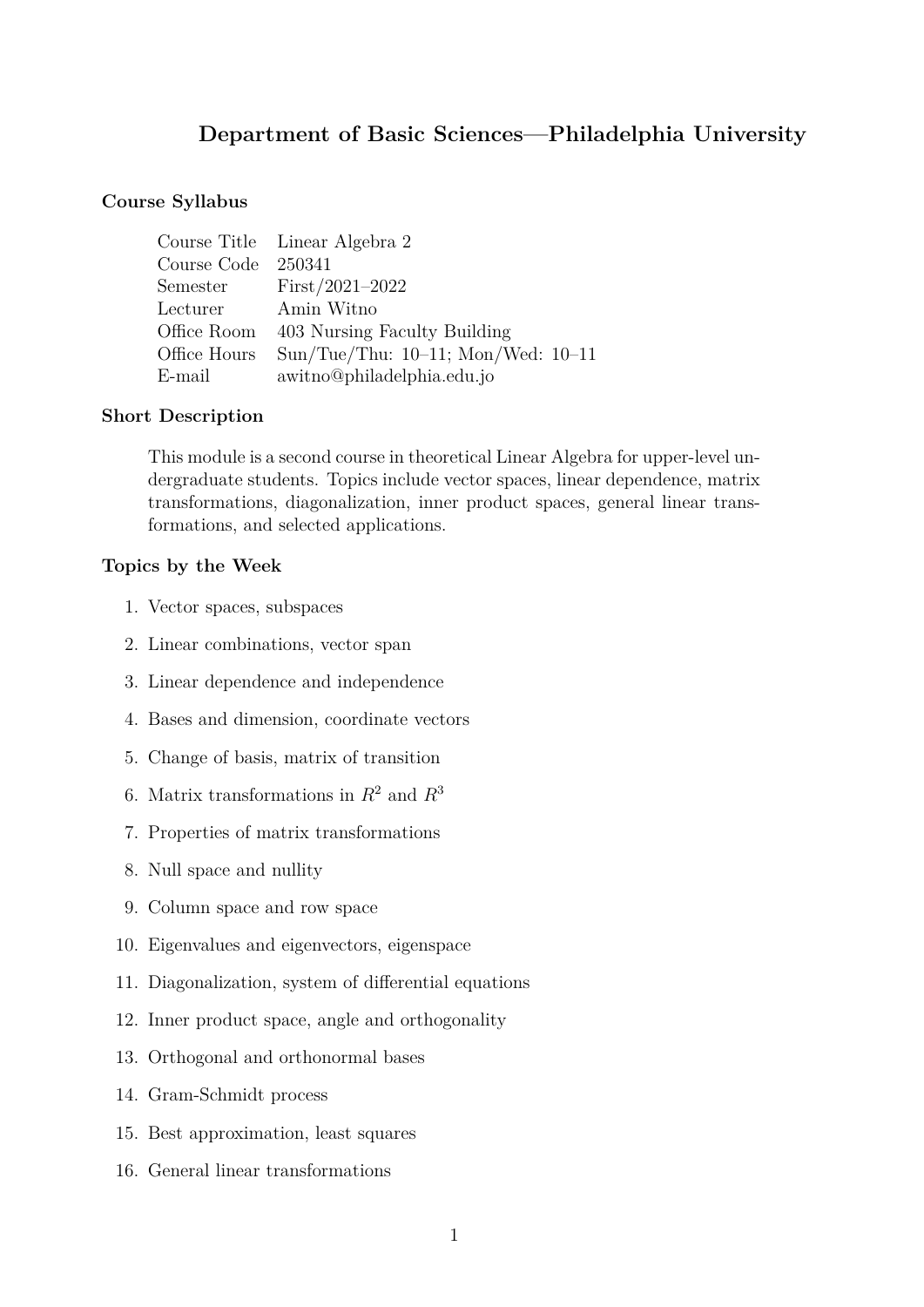# Department of Basic Sciences—Philadelphia University

## Course Syllabus

| | |
|---|---|
| Course Title | Linear Algebra 2 |
| Course Code | 250341 |
| Semester | First/2021–2022 |
| Lecturer | Amin Witno |
| Office Room | 403 Nursing Faculty Building |
| Office Hours | Sun/Tue/Thu: 10–11; Mon/Wed: 10–11 |
| E-mail | awitno@philadelphia.edu.jo |

## Short Description

This module is a second course in theoretical Linear Algebra for upper-level undergraduate students. Topics include vector spaces, linear dependence, matrix transformations, diagonalization, inner product spaces, general linear transformations, and selected applications.

## Topics by the Week

1. Vector spaces, subspaces
2. Linear combinations, vector span
3. Linear dependence and independence
4. Bases and dimension, coordinate vectors
5. Change of basis, matrix of transition
6. Matrix transformations in $R^2$ and $R^3$
7. Properties of matrix transformations
8. Null space and nullity
9. Column space and row space
10. Eigenvalues and eigenvectors, eigenspace
11. Diagonalization, system of differential equations
12. Inner product space, angle and orthogonality
13. Orthogonal and orthonormal bases
14. Gram-Schmidt process
15. Best approximation, least squares
16. General linear transformations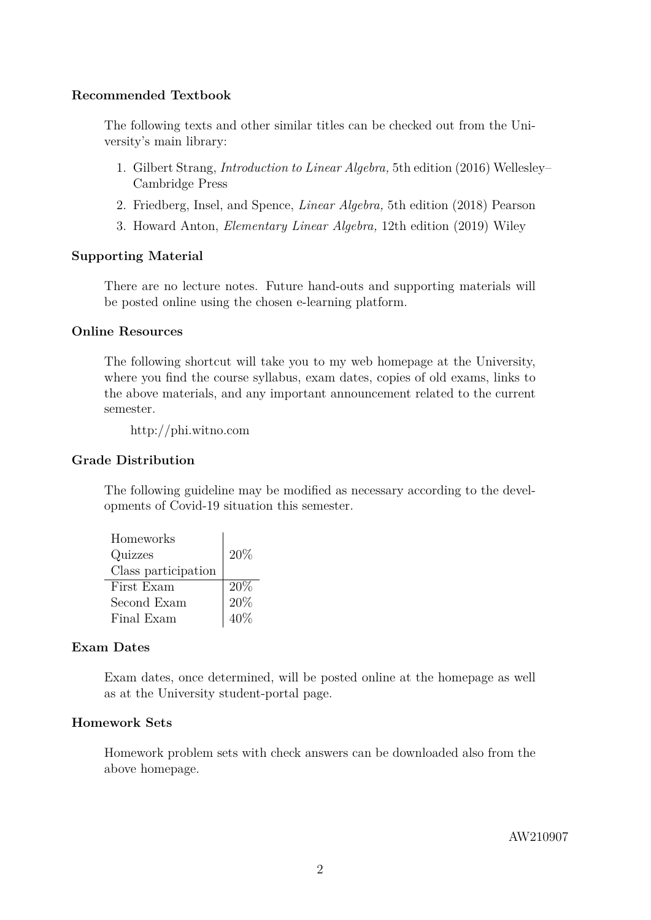**Recommended Textbook**

The following texts and other similar titles can be checked out from the University's main library:

1. Gilbert Strang, *Introduction to Linear Algebra,* 5th edition (2016) Wellesley–Cambridge Press
2. Friedberg, Insel, and Spence, *Linear Algebra,* 5th edition (2018) Pearson
3. Howard Anton, *Elementary Linear Algebra,* 12th edition (2019) Wiley

**Supporting Material**

There are no lecture notes. Future hand-outs and supporting materials will be posted online using the chosen e-learning platform.

**Online Resources**

The following shortcut will take you to my web homepage at the University, where you find the course syllabus, exam dates, copies of old exams, links to the above materials, and any important announcement related to the current semester.

http://phi.witno.com

**Grade Distribution**

The following guideline may be modified as necessary according to the developments of Covid-19 situation this semester.

| | |
|---|---|
| Homeworks<br>Quizzes<br>Class participation | 20% |
| First Exam | 20% |
| Second Exam | 20% |
| Final Exam | 40% |

**Exam Dates**

Exam dates, once determined, will be posted online at the homepage as well as at the University student-portal page.

**Homework Sets**

Homework problem sets with check answers can be downloaded also from the above homepage.

AW210907